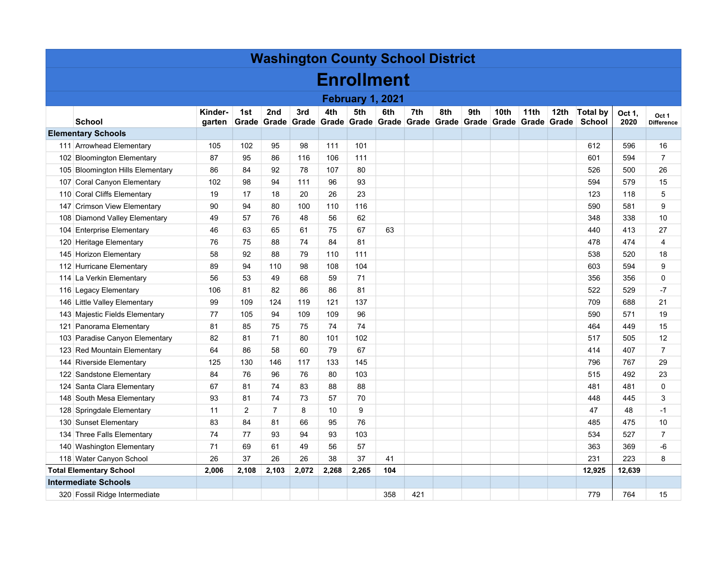# Washington County School District

## Enrollment

### February 1, 2021

| | School | Kinder-garten | 1st Grade | 2nd Grade | 3rd Grade | 4th Grade | 5th Grade | 6th Grade | 7th Grade | 8th Grade | 9th Grade | 10th Grade | 11th Grade | 12th Grade | Total by School | Oct 1, 2020 | Oct 1 Difference |
|---|---|---|---|---|---|---|---|---|---|---|---|---|---|---|---|---|---|
| **Elementary Schools** | | | | | | | | | | | | | | | | | |
| 111 | Arrowhead Elementary | 105 | 102 | 95 | 98 | 111 | 101 | | | | | | | | 612 | 596 | 16 |
| 102 | Bloomington Elementary | 87 | 95 | 86 | 116 | 106 | 111 | | | | | | | | 601 | 594 | 7 |
| 105 | Bloomington Hills Elementary | 86 | 84 | 92 | 78 | 107 | 80 | | | | | | | | 526 | 500 | 26 |
| 107 | Coral Canyon Elementary | 102 | 98 | 94 | 111 | 96 | 93 | | | | | | | | 594 | 579 | 15 |
| 110 | Coral Cliffs Elementary | 19 | 17 | 18 | 20 | 26 | 23 | | | | | | | | 123 | 118 | 5 |
| 147 | Crimson View Elementary | 90 | 94 | 80 | 100 | 110 | 116 | | | | | | | | 590 | 581 | 9 |
| 108 | Diamond Valley Elementary | 49 | 57 | 76 | 48 | 56 | 62 | | | | | | | | 348 | 338 | 10 |
| 104 | Enterprise Elementary | 46 | 63 | 65 | 61 | 75 | 67 | 63 | | | | | | | 440 | 413 | 27 |
| 120 | Heritage Elementary | 76 | 75 | 88 | 74 | 84 | 81 | | | | | | | | 478 | 474 | 4 |
| 145 | Horizon Elementary | 58 | 92 | 88 | 79 | 110 | 111 | | | | | | | | 538 | 520 | 18 |
| 112 | Hurricane Elementary | 89 | 94 | 110 | 98 | 108 | 104 | | | | | | | | 603 | 594 | 9 |
| 114 | La Verkin Elementary | 56 | 53 | 49 | 68 | 59 | 71 | | | | | | | | 356 | 356 | 0 |
| 116 | Legacy Elementary | 106 | 81 | 82 | 86 | 86 | 81 | | | | | | | | 522 | 529 | -7 |
| 146 | Little Valley Elementary | 99 | 109 | 124 | 119 | 121 | 137 | | | | | | | | 709 | 688 | 21 |
| 143 | Majestic Fields Elementary | 77 | 105 | 94 | 109 | 109 | 96 | | | | | | | | 590 | 571 | 19 |
| 121 | Panorama Elementary | 81 | 85 | 75 | 75 | 74 | 74 | | | | | | | | 464 | 449 | 15 |
| 103 | Paradise Canyon Elementary | 82 | 81 | 71 | 80 | 101 | 102 | | | | | | | | 517 | 505 | 12 |
| 123 | Red Mountain Elementary | 64 | 86 | 58 | 60 | 79 | 67 | | | | | | | | 414 | 407 | 7 |
| 144 | Riverside Elementary | 125 | 130 | 146 | 117 | 133 | 145 | | | | | | | | 796 | 767 | 29 |
| 122 | Sandstone Elementary | 84 | 76 | 96 | 76 | 80 | 103 | | | | | | | | 515 | 492 | 23 |
| 124 | Santa Clara Elementary | 67 | 81 | 74 | 83 | 88 | 88 | | | | | | | | 481 | 481 | 0 |
| 148 | South Mesa Elementary | 93 | 81 | 74 | 73 | 57 | 70 | | | | | | | | 448 | 445 | 3 |
| 128 | Springdale Elementary | 11 | 2 | 7 | 8 | 10 | 9 | | | | | | | | 47 | 48 | -1 |
| 130 | Sunset Elementary | 83 | 84 | 81 | 66 | 95 | 76 | | | | | | | | 485 | 475 | 10 |
| 134 | Three Falls Elementary | 74 | 77 | 93 | 94 | 93 | 103 | | | | | | | | 534 | 527 | 7 |
| 140 | Washington Elementary | 71 | 69 | 61 | 49 | 56 | 57 | | | | | | | | 363 | 369 | -6 |
| 118 | Water Canyon School | 26 | 37 | 26 | 26 | 38 | 37 | 41 | | | | | | | 231 | 223 | 8 |
| **Total Elementary School** | | **2,006** | **2,108** | **2,103** | **2,072** | **2,268** | **2,265** | **104** | | | | | | | **12,925** | **12,639** | |
| **Intermediate Schools** | | | | | | | | | | | | | | | | | |
| 320 | Fossil Ridge Intermediate | | | | | | | 358 | 421 | | | | | | 779 | 764 | 15 |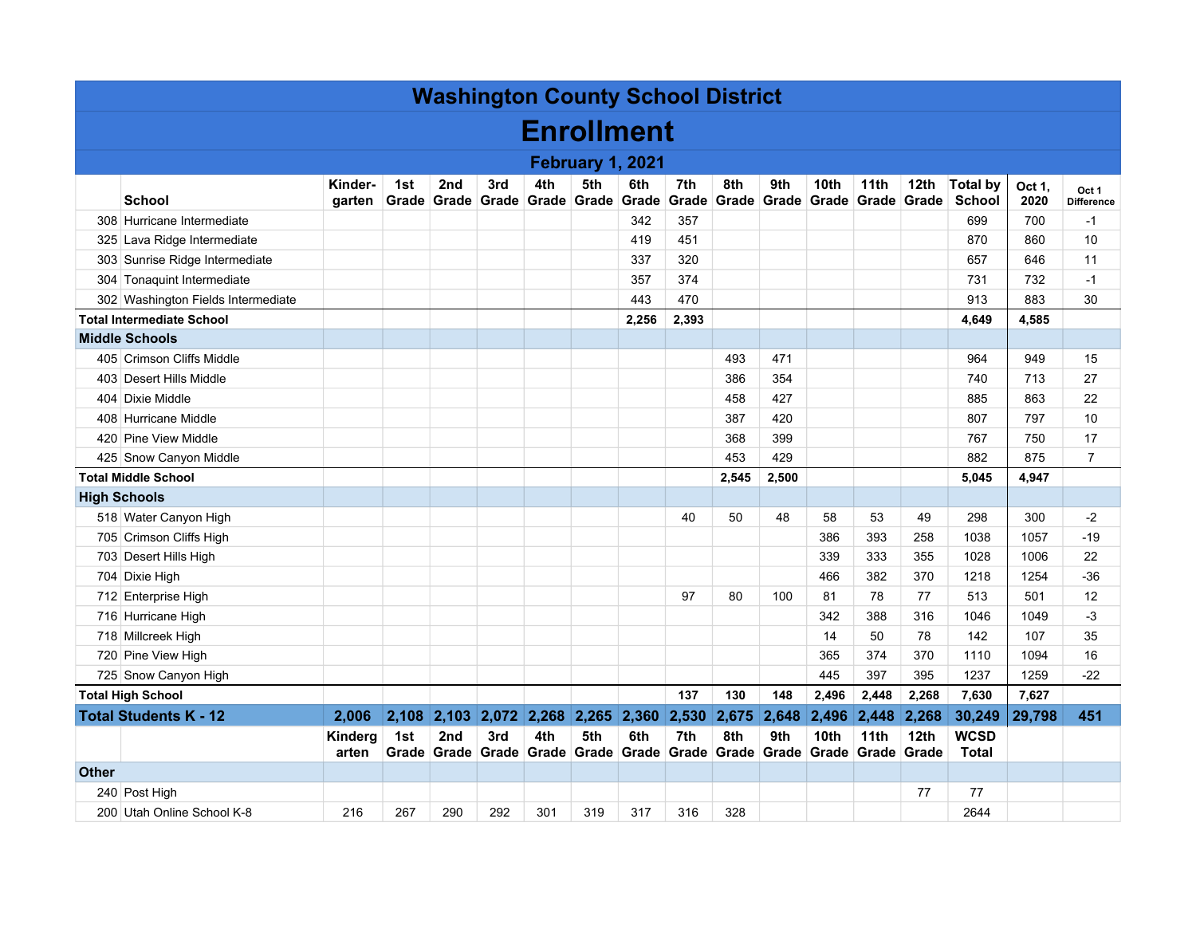# Washington County School District

## Enrollment

### February 1, 2021

| | School | Kinder-garten | 1st Grade | 2nd Grade | 3rd Grade | 4th Grade | 5th Grade | 6th Grade | 7th Grade | 8th Grade | 9th Grade | 10th Grade | 11th Grade | 12th Grade | Total by School | Oct 1, 2020 | Oct 1 Difference |
|---|---|---|---|---|---|---|---|---|---|---|---|---|---|---|---|---|---|
| 308 | Hurricane Intermediate | | | | | | | 342 | 357 | | | | | | 699 | 700 | -1 |
| 325 | Lava Ridge Intermediate | | | | | | | 419 | 451 | | | | | | 870 | 860 | 10 |
| 303 | Sunrise Ridge Intermediate | | | | | | | 337 | 320 | | | | | | 657 | 646 | 11 |
| 304 | Tonaquint Intermediate | | | | | | | 357 | 374 | | | | | | 731 | 732 | -1 |
| 302 | Washington Fields Intermediate | | | | | | | 443 | 470 | | | | | | 913 | 883 | 30 |
| **Total Intermediate School** | | | | | | | | **2,256** | **2,393** | | | | | | **4,649** | **4,585** | |
| **Middle Schools** | | | | | | | | | | | | | | | | | |
| 405 | Crimson Cliffs Middle | | | | | | | | | 493 | 471 | | | | 964 | 949 | 15 |
| 403 | Desert Hills Middle | | | | | | | | | 386 | 354 | | | | 740 | 713 | 27 |
| 404 | Dixie Middle | | | | | | | | | 458 | 427 | | | | 885 | 863 | 22 |
| 408 | Hurricane Middle | | | | | | | | | 387 | 420 | | | | 807 | 797 | 10 |
| 420 | Pine View Middle | | | | | | | | | 368 | 399 | | | | 767 | 750 | 17 |
| 425 | Snow Canyon Middle | | | | | | | | | 453 | 429 | | | | 882 | 875 | 7 |
| **Total Middle School** | | | | | | | | | | **2,545** | **2,500** | | | | **5,045** | **4,947** | |
| **High Schools** | | | | | | | | | | | | | | | | | |
| 518 | Water Canyon High | | | | | | | | 40 | 50 | 48 | 58 | 53 | 49 | 298 | 300 | -2 |
| 705 | Crimson Cliffs High | | | | | | | | | | | 386 | 393 | 258 | 1038 | 1057 | -19 |
| 703 | Desert Hills High | | | | | | | | | | | 339 | 333 | 355 | 1028 | 1006 | 22 |
| 704 | Dixie High | | | | | | | | | | | 466 | 382 | 370 | 1218 | 1254 | -36 |
| 712 | Enterprise High | | | | | | | | 97 | 80 | 100 | 81 | 78 | 77 | 513 | 501 | 12 |
| 716 | Hurricane High | | | | | | | | | | | 342 | 388 | 316 | 1046 | 1049 | -3 |
| 718 | Millcreek High | | | | | | | | | | | 14 | 50 | 78 | 142 | 107 | 35 |
| 720 | Pine View High | | | | | | | | | | | 365 | 374 | 370 | 1110 | 1094 | 16 |
| 725 | Snow Canyon High | | | | | | | | | | | 445 | 397 | 395 | 1237 | 1259 | -22 |
| **Total High School** | | | | | | | | | **137** | **130** | **148** | **2,496** | **2,448** | **2,268** | **7,630** | **7,627** | |
| **Total Students K - 12** | | **2,006** | **2,108** | **2,103** | **2,072** | **2,268** | **2,265** | **2,360** | **2,530** | **2,675** | **2,648** | **2,496** | **2,448** | **2,268** | **30,249** | **29,798** | **451** |
| | | **Kindergarten** | **1st Grade** | **2nd Grade** | **3rd Grade** | **4th Grade** | **5th Grade** | **6th Grade** | **7th Grade** | **8th Grade** | **9th Grade** | **10th Grade** | **11th Grade** | **12th Grade** | **WCSD Total** | | |
| **Other** | | | | | | | | | | | | | | | | | |
| 240 | Post High | | | | | | | | | | | | | 77 | 77 | | |
| 200 | Utah Online School K-8 | 216 | 267 | 290 | 292 | 301 | 319 | 317 | 316 | 328 | | | | | 2644 | | |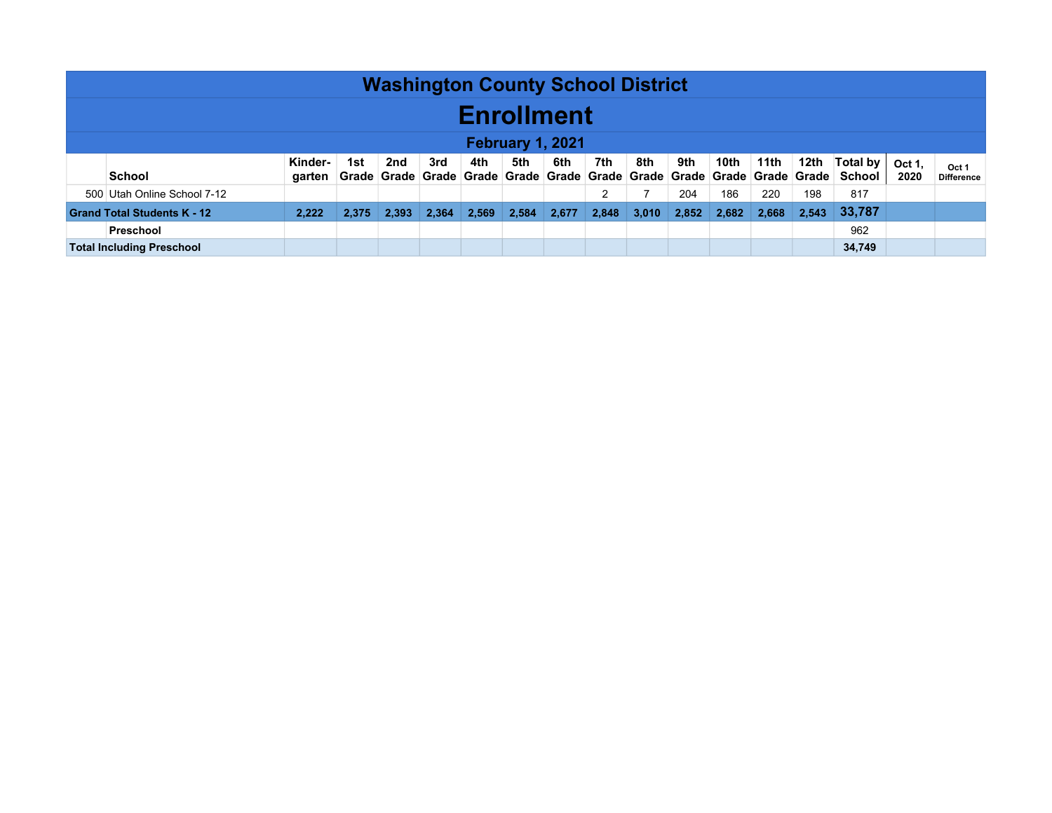# Washington County School District

# Enrollment

### February 1, 2021

| | School | Kinder-garten | 1st Grade | 2nd Grade | 3rd Grade | 4th Grade | 5th Grade | 6th Grade | 7th Grade | 8th Grade | 9th Grade | 10th Grade | 11th Grade | 12th Grade | Total by School | Oct 1, 2020 | Oct 1 Difference |
|---|---|---|---|---|---|---|---|---|---|---|---|---|---|---|---|---|---|
| 500 | Utah Online School 7-12 | | | | | | | | 2 | 7 | 204 | 186 | 220 | 198 | 817 | | |
| **Grand Total Students K - 12** | | **2,222** | **2,375** | **2,393** | **2,364** | **2,569** | **2,584** | **2,677** | **2,848** | **3,010** | **2,852** | **2,682** | **2,668** | **2,543** | **33,787** | | |
| | **Preschool** | | | | | | | | | | | | | | 962 | | |
| **Total Including Preschool** | | | | | | | | | | | | | | | **34,749** | | |